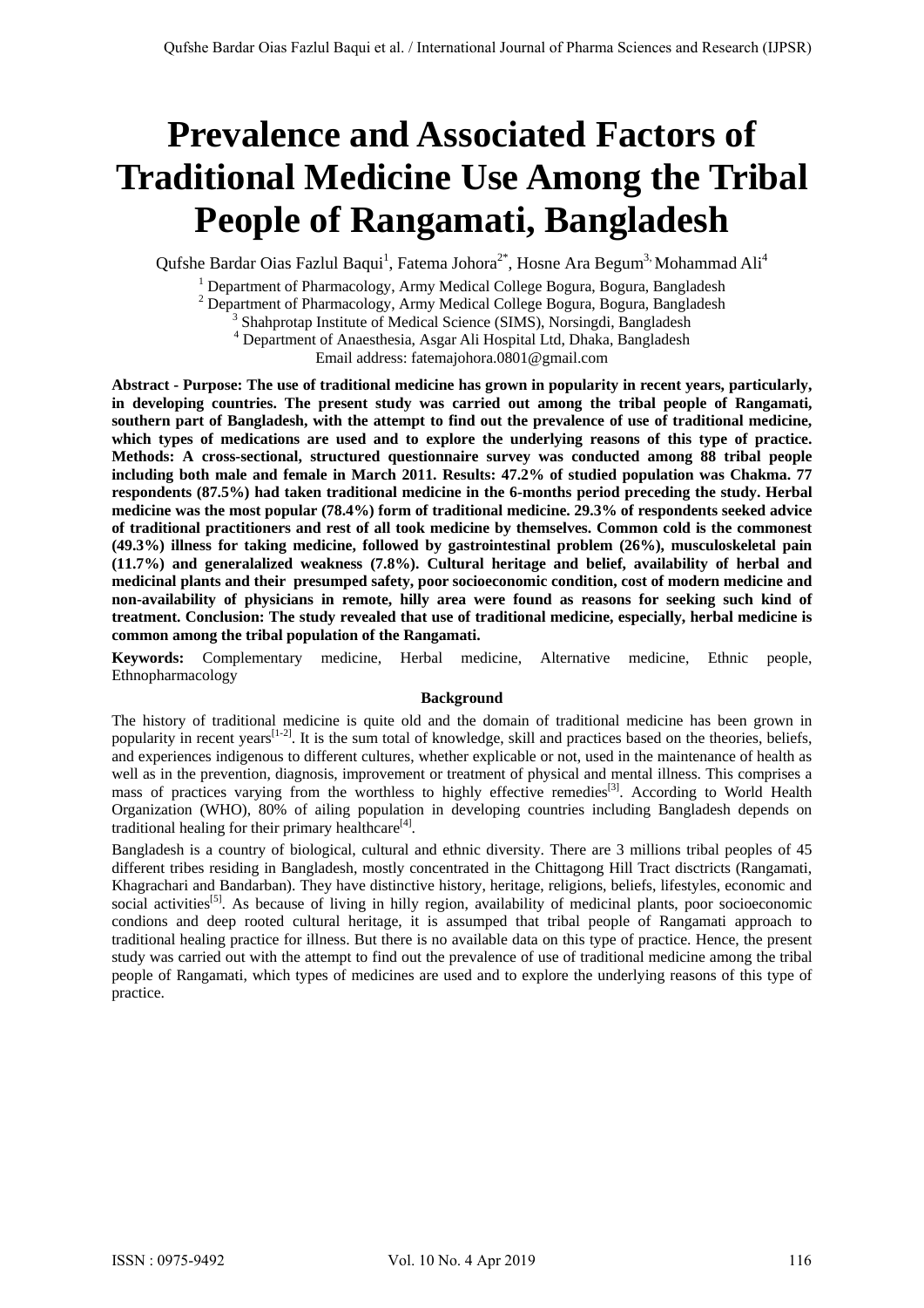# Prevalence and Associated Factors of Traditional Medicine Use Among the Tribal People of Rangamati, Bangladesh

Qufshe Bardar Oias Fazlul Baqui[1], Fatema Johora[2*], Hosne Ara Begum[3], Mohammad Ali[4]

[1] Department of Pharmacology, Army Medical College Bogura, Bogura, Bangladesh
[2] Department of Pharmacology, Army Medical College Bogura, Bogura, Bangladesh
[3] Shahprotap Institute of Medical Science (SIMS), Norsingdi, Bangladesh
[4] Department of Anaesthesia, Asgar Ali Hospital Ltd, Dhaka, Bangladesh
Email address: fatemajohora.0801@gmail.com

**Abstract - Purpose: The use of traditional medicine has grown in popularity in recent years, particularly, in developing countries. The present study was carried out among the tribal people of Rangamati, southern part of Bangladesh, with the attempt to find out the prevalence of use of traditional medicine, which types of medications are used and to explore the underlying reasons of this type of practice. Methods: A cross-sectional, structured questionnaire survey was conducted among 88 tribal people including both male and female in March 2011. Results: 47.2% of studied population was Chakma. 77 respondents (87.5%) had taken traditional medicine in the 6-months period preceding the study. Herbal medicine was the most popular (78.4%) form of traditional medicine. 29.3% of respondents seeked advice of traditional practitioners and rest of all took medicine by themselves. Common cold is the commonest (49.3%) illness for taking medicine, followed by gastrointestinal problem (26%), musculoskeletal pain (11.7%) and generalalized weakness (7.8%). Cultural heritage and belief, availability of herbal and medicinal plants and their presumped safety, poor socioeconomic condition, cost of modern medicine and non-availability of physicians in remote, hilly area were found as reasons for seeking such kind of treatment. Conclusion: The study revealed that use of traditional medicine, especially, herbal medicine is common among the tribal population of the Rangamati.**

**Keywords:** Complementary medicine, Herbal medicine, Alternative medicine, Ethnic people, Ethnopharmacology

## Background

The history of traditional medicine is quite old and the domain of traditional medicine has been grown in popularity in recent years[1-2]. It is the sum total of knowledge, skill and practices based on the theories, beliefs, and experiences indigenous to different cultures, whether explicable or not, used in the maintenance of health as well as in the prevention, diagnosis, improvement or treatment of physical and mental illness. This comprises a mass of practices varying from the worthless to highly effective remedies[3]. According to World Health Organization (WHO), 80% of ailing population in developing countries including Bangladesh depends on traditional healing for their primary healthcare[4].

Bangladesh is a country of biological, cultural and ethnic diversity. There are 3 millions tribal peoples of 45 different tribes residing in Bangladesh, mostly concentrated in the Chittagong Hill Tract disctricts (Rangamati, Khagrachari and Bandarban). They have distinctive history, heritage, religions, beliefs, lifestyles, economic and social activities[5]. As because of living in hilly region, availability of medicinal plants, poor socioeconomic condions and deep rooted cultural heritage, it is assumped that tribal people of Rangamati approach to traditional healing practice for illness. But there is no available data on this type of practice. Hence, the present study was carried out with the attempt to find out the prevalence of use of traditional medicine among the tribal people of Rangamati, which types of medicines are used and to explore the underlying reasons of this type of practice.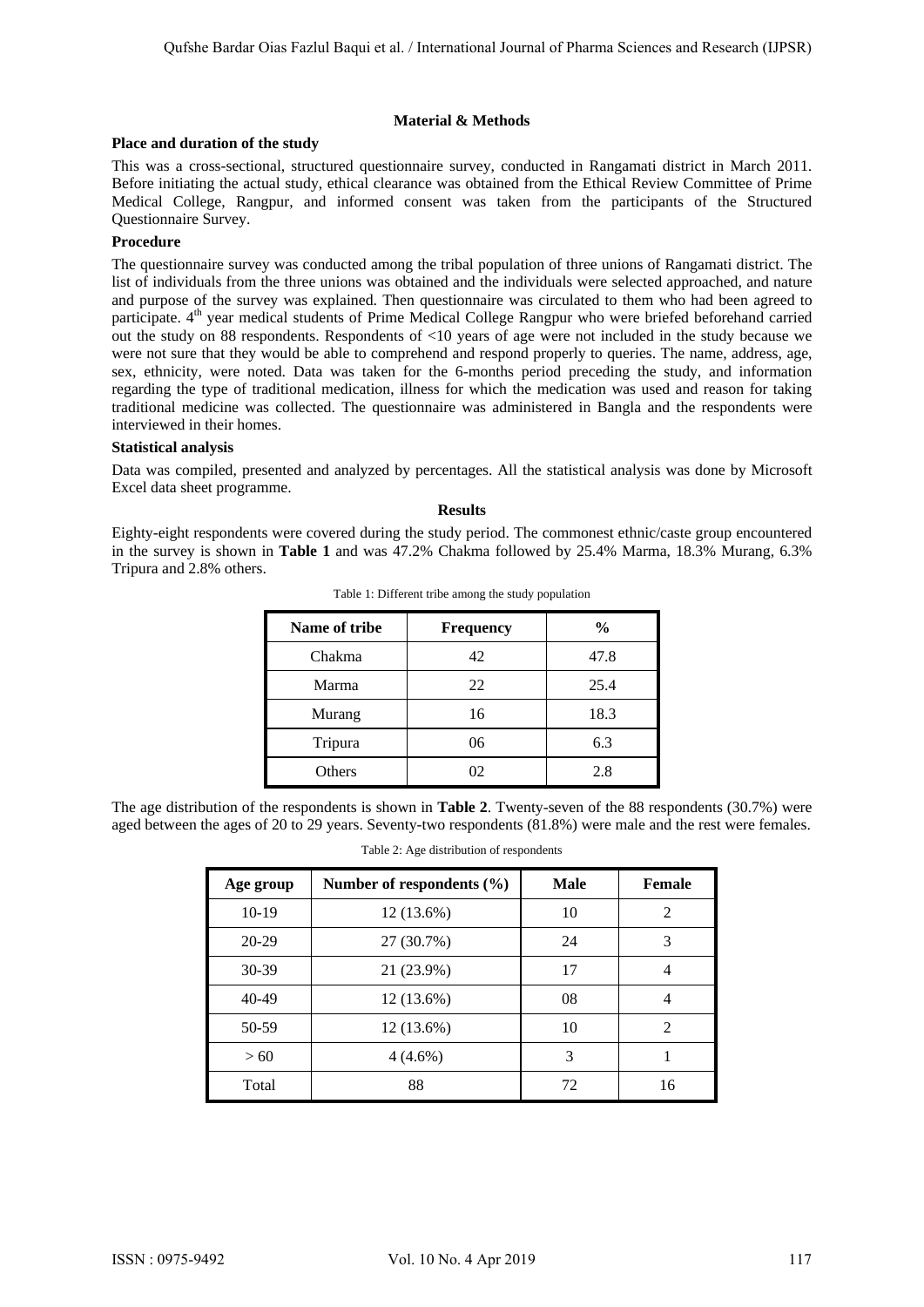## Material & Methods

### Place and duration of the study

This was a cross-sectional, structured questionnaire survey, conducted in Rangamati district in March 2011. Before initiating the actual study, ethical clearance was obtained from the Ethical Review Committee of Prime Medical College, Rangpur, and informed consent was taken from the participants of the Structured Questionnaire Survey.

### Procedure

The questionnaire survey was conducted among the tribal population of three unions of Rangamati district. The list of individuals from the three unions was obtained and the individuals were selected approached, and nature and purpose of the survey was explained. Then questionnaire was circulated to them who had been agreed to participate. 4th year medical students of Prime Medical College Rangpur who were briefed beforehand carried out the study on 88 respondents. Respondents of <10 years of age were not included in the study because we were not sure that they would be able to comprehend and respond properly to queries. The name, address, age, sex, ethnicity, were noted. Data was taken for the 6-months period preceding the study, and information regarding the type of traditional medication, illness for which the medication was used and reason for taking traditional medicine was collected. The questionnaire was administered in Bangla and the respondents were interviewed in their homes.

### Statistical analysis

Data was compiled, presented and analyzed by percentages. All the statistical analysis was done by Microsoft Excel data sheet programme.

## Results

Eighty-eight respondents were covered during the study period. The commonest ethnic/caste group encountered in the survey is shown in **Table 1** and was 47.2% Chakma followed by 25.4% Marma, 18.3% Murang, 6.3% Tripura and 2.8% others.

Table 1: Different tribe among the study population

| Name of tribe | Frequency | % |
|---|---|---|
| Chakma | 42 | 47.8 |
| Marma | 22 | 25.4 |
| Murang | 16 | 18.3 |
| Tripura | 06 | 6.3 |
| Others | 02 | 2.8 |

The age distribution of the respondents is shown in **Table 2**. Twenty-seven of the 88 respondents (30.7%) were aged between the ages of 20 to 29 years. Seventy-two respondents (81.8%) were male and the rest were females.

Table 2: Age distribution of respondents

| Age group | Number of respondents (%) | Male | Female |
|---|---|---|---|
| 10-19 | 12 (13.6%) | 10 | 2 |
| 20-29 | 27 (30.7%) | 24 | 3 |
| 30-39 | 21 (23.9%) | 17 | 4 |
| 40-49 | 12 (13.6%) | 08 | 4 |
| 50-59 | 12 (13.6%) | 10 | 2 |
| > 60 | 4 (4.6%) | 3 | 1 |
| Total | 88 | 72 | 16 |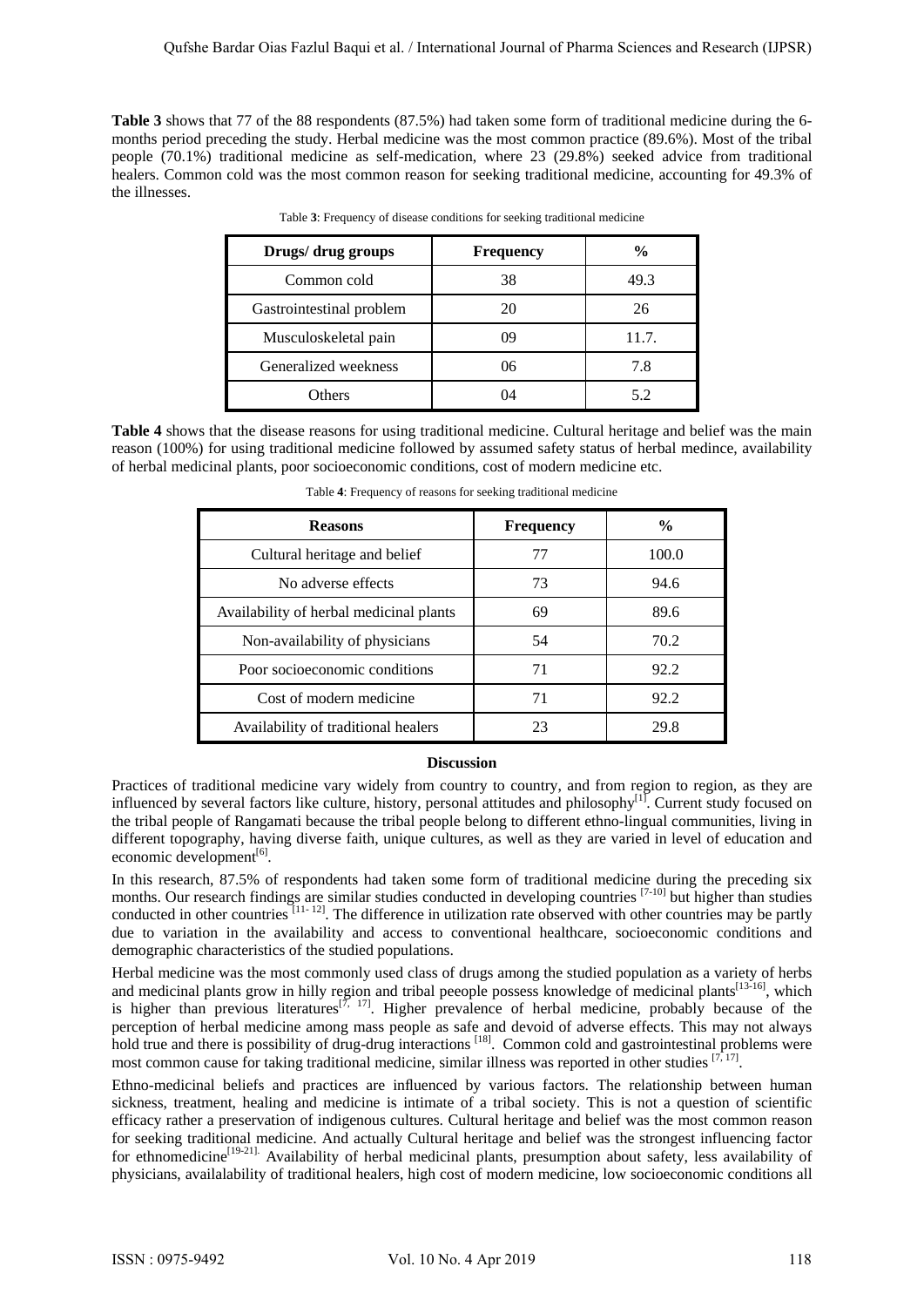**Table 3** shows that 77 of the 88 respondents (87.5%) had taken some form of traditional medicine during the 6-months period preceding the study. Herbal medicine was the most common practice (89.6%). Most of the tribal people (70.1%) traditional medicine as self-medication, where 23 (29.8%) seeked advice from traditional healers. Common cold was the most common reason for seeking traditional medicine, accounting for 49.3% of the illnesses.

Table **3**: Frequency of disease conditions for seeking traditional medicine

| Drugs/ drug groups | Frequency | % |
|---|---|---|
| Common cold | 38 | 49.3 |
| Gastrointestinal problem | 20 | 26 |
| Musculoskeletal pain | 09 | 11.7. |
| Generalized weekness | 06 | 7.8 |
| Others | 04 | 5.2 |

**Table 4** shows that the disease reasons for using traditional medicine. Cultural heritage and belief was the main reason (100%) for using traditional medicine followed by assumed safety status of herbal medince, availability of herbal medicinal plants, poor socioeconomic conditions, cost of modern medicine etc.

Table **4**: Frequency of reasons for seeking traditional medicine

| Reasons | Frequency | % |
|---|---|---|
| Cultural heritage and belief | 77 | 100.0 |
| No adverse effects | 73 | 94.6 |
| Availability of herbal medicinal plants | 69 | 89.6 |
| Non-availability of physicians | 54 | 70.2 |
| Poor socioeconomic conditions | 71 | 92.2 |
| Cost of modern medicine | 71 | 92.2 |
| Availability of traditional healers | 23 | 29.8 |

## Discussion

Practices of traditional medicine vary widely from country to country, and from region to region, as they are influenced by several factors like culture, history, personal attitudes and philosophy[1]. Current study focused on the tribal people of Rangamati because the tribal people belong to different ethno-lingual communities, living in different topography, having diverse faith, unique cultures, as well as they are varied in level of education and economic development[6].

In this research, 87.5% of respondents had taken some form of traditional medicine during the preceding six months. Our research findings are similar studies conducted in developing countries [7-10] but higher than studies conducted in other countries [11- 12]. The difference in utilization rate observed with other countries may be partly due to variation in the availability and access to conventional healthcare, socioeconomic conditions and demographic characteristics of the studied populations.

Herbal medicine was the most commonly used class of drugs among the studied population as a variety of herbs and medicinal plants grow in hilly region and tribal peeople possess knowledge of medicinal plants[13-16], which is higher than previous literatures[7, 17]. Higher prevalence of herbal medicine, probably because of the perception of herbal medicine among mass people as safe and devoid of adverse effects. This may not always hold true and there is possibility of drug-drug interactions [18]. Common cold and gastrointestinal problems were most common cause for taking traditional medicine, similar illness was reported in other studies [7, 17].

Ethno-medicinal beliefs and practices are influenced by various factors. The relationship between human sickness, treatment, healing and medicine is intimate of a tribal society. This is not a question of scientific efficacy rather a preservation of indigenous cultures. Cultural heritage and belief was the most common reason for seeking traditional medicine. And actually Cultural heritage and belief was the strongest influencing factor for ethnomedicine[19-21]. Availability of herbal medicinal plants, presumption about safety, less availability of physicians, availalability of traditional healers, high cost of modern medicine, low socioeconomic conditions all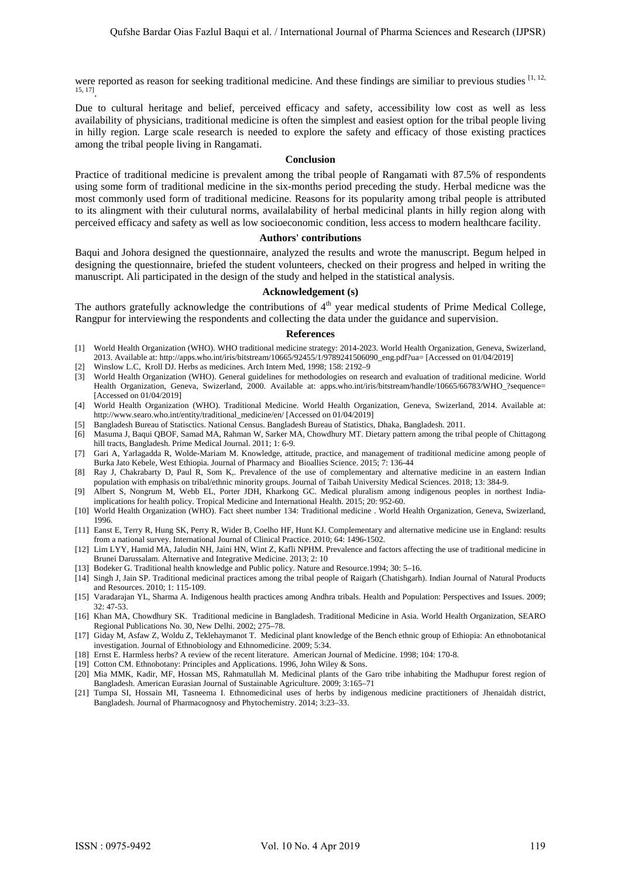were reported as reason for seeking traditional medicine. And these findings are similiar to previous studies [1, 12, 15, 17].

Due to cultural heritage and belief, perceived efficacy and safety, accessibility low cost as well as less availability of physicians, traditional medicine is often the simplest and easiest option for the tribal people living in hilly region. Large scale research is needed to explore the safety and efficacy of those existing practices among the tribal people living in Rangamati.

## Conclusion

Practice of traditional medicine is prevalent among the tribal people of Rangamati with 87.5% of respondents using some form of traditional medicine in the six-months period preceding the study. Herbal medicne was the most commonly used form of traditional medicine. Reasons for its popularity among tribal people is attributed to its alingment with their culutural norms, availalability of herbal medicinal plants in hilly region along with perceived efficacy and safety as well as low socioeconomic condition, less access to modern healthcare facility.

## Authors' contributions

Baqui and Johora designed the questionnaire, analyzed the results and wrote the manuscript. Begum helped in designing the questionnaire, briefed the student volunteers, checked on their progress and helped in writing the manuscript. Ali participated in the design of the study and helped in the statistical analysis.

## Acknowledgement (s)

The authors gratefully acknowledge the contributions of 4th year medical students of Prime Medical College, Rangpur for interviewing the respondents and collecting the data under the guidance and supervision.

## References

[1] World Health Organization (WHO). WHO traditional medicine strategy: 2014-2023. World Health Organization, Geneva, Swizerland, 2013. Available at: http://apps.who.int/iris/bitstream/10665/92455/1/9789241506090_eng.pdf?ua= [Accessed on 01/04/2019]

[2] Winslow L.C, Kroll DJ. Herbs as medicines. Arch Intern Med, 1998; 158: 2192–9

[3] World Health Organization (WHO). General guidelines for methodologies on research and evaluation of traditional medicine. World Health Organization, Geneva, Swizerland, 2000. Available at: apps.who.int/iris/bitstream/handle/10665/66783/WHO_?sequence= [Accessed on 01/04/2019]

[4] World Health Organization (WHO). Traditional Medicine. World Health Organization, Geneva, Swizerland, 2014. Available at: http://www.searo.who.int/entity/traditional_medicine/en/ [Accessed on 01/04/2019]

[5] Bangladesh Bureau of Statisctics. National Census. Bangladesh Bureau of Statistics, Dhaka, Bangladesh. 2011.

[6] Masuma J, Baqui QBOF, Samad MA, Rahman W, Sarker MA, Chowdhury MT. Dietary pattern among the tribal people of Chittagong hill tracts, Bangladesh. Prime Medical Journal. 2011; 1: 6-9.

[7] Gari A, Yarlagadda R, Wolde-Mariam M. Knowledge, attitude, practice, and management of traditional medicine among people of Burka Jato Kebele, West Ethiopia. Journal of Pharmacy and Bioallies Science. 2015; 7: 136-44

[8] Ray J, Chakrabarty D, Paul R, Som K,. Prevalence of the use of complementary and alternative medicine in an eastern Indian population with emphasis on tribal/ethnic minority groups. Journal of Taibah University Medical Sciences. 2018; 13: 384-9.

[9] Albert S, Nongrum M, Webb EL, Porter JDH, Kharkong GC. Medical pluralism among indigenous peoples in northest India-implications for health policy. Tropical Medicine and International Health. 2015; 20: 952-60.

[10] World Health Organization (WHO). Fact sheet number 134: Traditional medicine . World Health Organization, Geneva, Swizerland, 1996.

[11] Eanst E, Terry R, Hung SK, Perry R, Wider B, Coelho HF, Hunt KJ. Complementary and alternative medicine use in England: results from a national survey. International Journal of Clinical Practice. 2010; 64: 1496-1502.

[12] Lim LYY, Hamid MA, Jaludin NH, Jaini HN, Wint Z, Kafli NPHM. Prevalence and factors affecting the use of traditional medicine in Brunei Darussalam. Alternative and Integrative Medicine. 2013; 2: 10

[13] Bodeker G. Traditional health knowledge and Public policy. Nature and Resource.1994; 30: 5–16.

[14] Singh J, Jain SP. Traditional medicinal practices among the tribal people of Raigarh (Chatishgarh). Indian Journal of Natural Products and Resources. 2010; 1: 115-109.

[15] Varadarajan YL, Sharma A. Indigenous health practices among Andhra tribals. Health and Population: Perspectives and Issues. 2009; 32: 47-53.

[16] Khan MA, Chowdhury SK. Traditional medicine in Bangladesh. Traditional Medicine in Asia. World Health Organization, SEARO Regional Publications No. 30, New Delhi. 2002; 275–78.

[17] Giday M, Asfaw Z, Woldu Z, Teklehaymanot T. Medicinal plant knowledge of the Bench ethnic group of Ethiopia: An ethnobotanical investigation. Journal of Ethnobiology and Ethnomedicine. 2009; 5:34.

[18] Ernst E. Harmless herbs? A review of the recent literature. American Journal of Medicine. 1998; 104: 170-8.

[19] Cotton CM. Ethnobotany: Principles and Applications. 1996, John Wiley & Sons.

[20] Mia MMK, Kadir, MF, Hossan MS, Rahmatullah M. Medicinal plants of the Garo tribe inhabiting the Madhupur forest region of Bangladesh. American Eurasian Journal of Sustainable Agriculture. 2009; 3:165–71

[21] Tumpa SI, Hossain MI, Tasneema I. Ethnomedicinal uses of herbs by indigenous medicine practitioners of Jhenaidah district, Bangladesh. Journal of Pharmacognosy and Phytochemistry. 2014; 3:23–33.